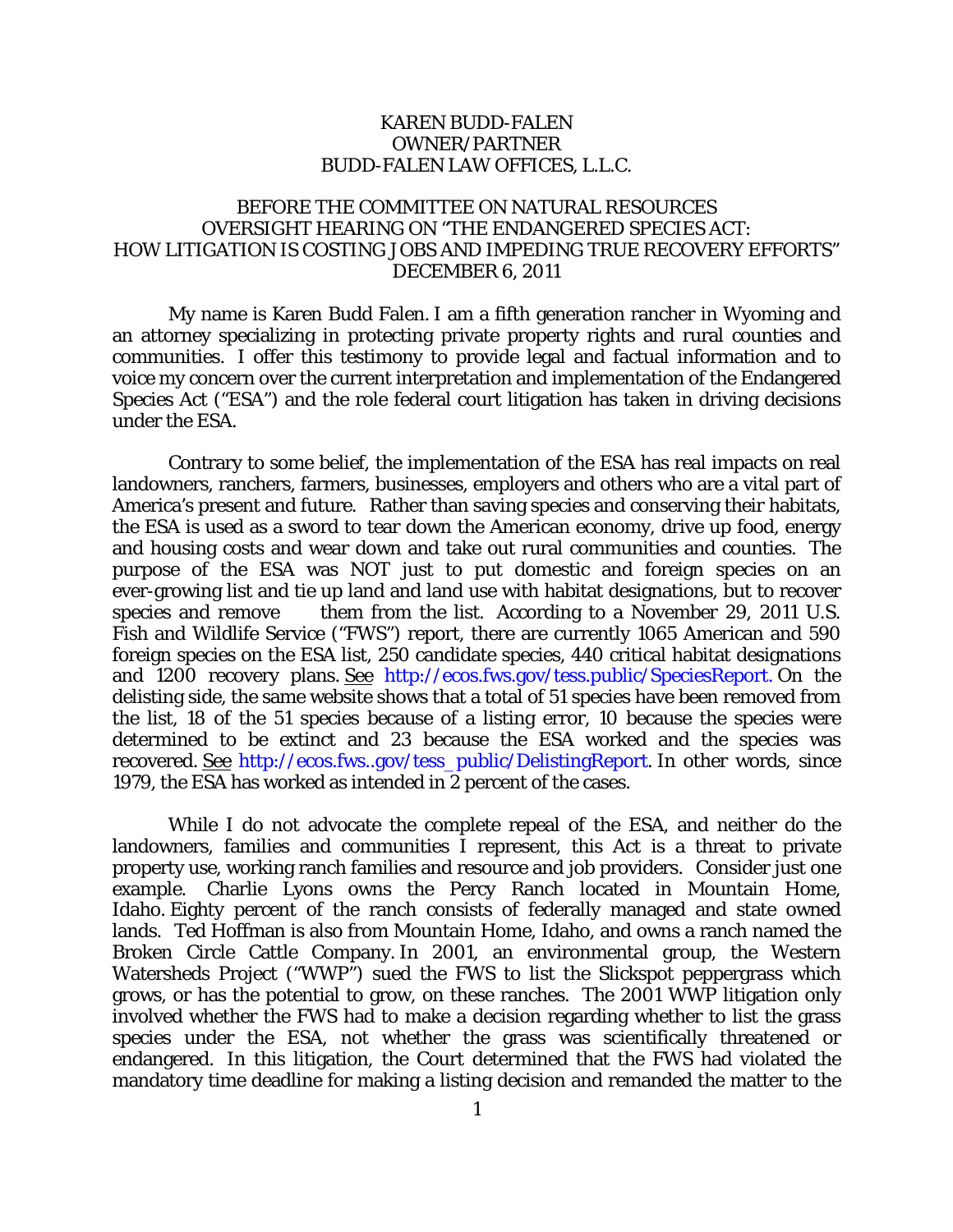KAREN BUDD-FALEN
OWNER/PARTNER
BUDD-FALEN LAW OFFICES, L.L.C.

BEFORE THE COMMITTEE ON NATURAL RESOURCES
OVERSIGHT HEARING ON "THE ENDANGERED SPECIES ACT:
HOW LITIGATION IS COSTING JOBS AND IMPEDING TRUE RECOVERY EFFORTS"
DECEMBER 6, 2011

My name is Karen Budd Falen. I am a fifth generation rancher in Wyoming and an attorney specializing in protecting private property rights and rural counties and communities. I offer this testimony to provide legal and factual information and to voice my concern over the current interpretation and implementation of the Endangered Species Act ("ESA") and the role federal court litigation has taken in driving decisions under the ESA.

Contrary to some belief, the implementation of the ESA has real impacts on real landowners, ranchers, farmers, businesses, employers and others who are a vital part of America's present and future. Rather than saving species and conserving their habitats, the ESA is used as a sword to tear down the American economy, drive up food, energy and housing costs and wear down and take out rural communities and counties. The purpose of the ESA was NOT just to put domestic and foreign species on an ever-growing list and tie up land and land use with habitat designations, but to recover species and remove them from the list. According to a November 29, 2011 U.S. Fish and Wildlife Service ("FWS") report, there are currently 1065 American and 590 foreign species on the ESA list, 250 candidate species, 440 critical habitat designations and 1200 recovery plans. See http://ecos.fws.gov/tess.public/SpeciesReport. On the delisting side, the same website shows that a total of 51 species have been removed from the list, 18 of the 51 species because of a listing error, 10 because the species were determined to be extinct and 23 because the ESA worked and the species was recovered. See http://ecos.fws..gov/tess_public/DelistingReport. In other words, since 1979, the ESA has worked as intended in 2 percent of the cases.

While I do not advocate the complete repeal of the ESA, and neither do the landowners, families and communities I represent, this Act is a threat to private property use, working ranch families and resource and job providers. Consider just one example. Charlie Lyons owns the Percy Ranch located in Mountain Home, Idaho. Eighty percent of the ranch consists of federally managed and state owned lands. Ted Hoffman is also from Mountain Home, Idaho, and owns a ranch named the Broken Circle Cattle Company. In 2001, an environmental group, the Western Watersheds Project ("WWP") sued the FWS to list the Slickspot peppergrass which grows, or has the potential to grow, on these ranches. The 2001 WWP litigation only involved whether the FWS had to make a decision regarding whether to list the grass species under the ESA, not whether the grass was scientifically threatened or endangered. In this litigation, the Court determined that the FWS had violated the mandatory time deadline for making a listing decision and remanded the matter to the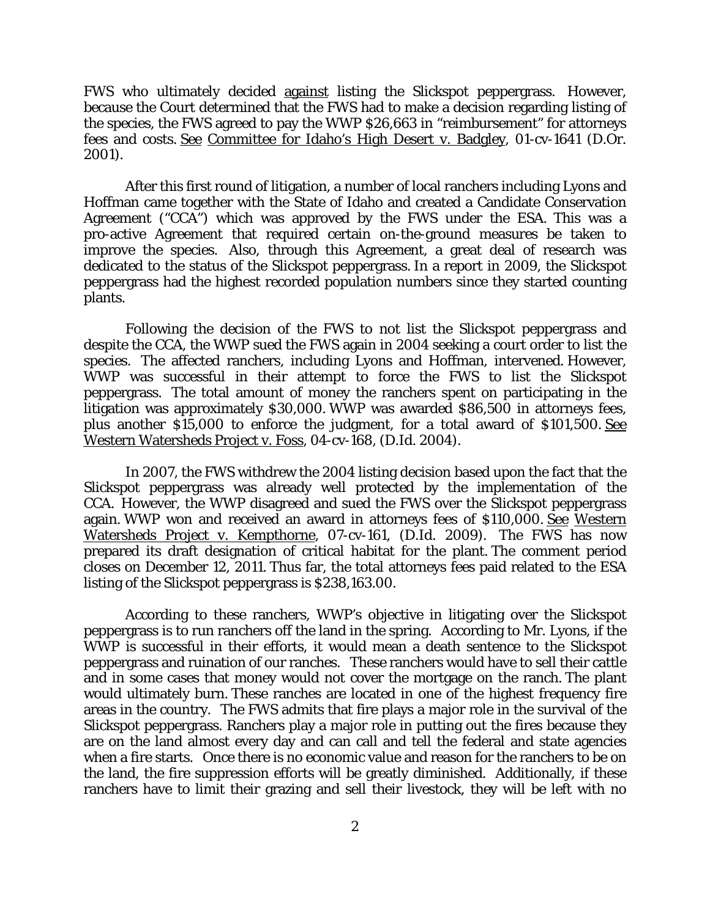FWS who ultimately decided against listing the Slickspot peppergrass. However, because the Court determined that the FWS had to make a decision regarding listing of the species, the FWS agreed to pay the WWP $26,663 in "reimbursement" for attorneys fees and costs. See Committee for Idaho's High Desert v. Badgley, 01-cv-1641 (D.Or. 2001).

After this first round of litigation, a number of local ranchers including Lyons and Hoffman came together with the State of Idaho and created a Candidate Conservation Agreement ("CCA") which was approved by the FWS under the ESA. This was a pro-active Agreement that required certain on-the-ground measures be taken to improve the species. Also, through this Agreement, a great deal of research was dedicated to the status of the Slickspot peppergrass. In a report in 2009, the Slickspot peppergrass had the highest recorded population numbers since they started counting plants.

Following the decision of the FWS to not list the Slickspot peppergrass and despite the CCA, the WWP sued the FWS again in 2004 seeking a court order to list the species. The affected ranchers, including Lyons and Hoffman, intervened. However, WWP was successful in their attempt to force the FWS to list the Slickspot peppergrass. The total amount of money the ranchers spent on participating in the litigation was approximately $30,000. WWP was awarded $86,500 in attorneys fees, plus another $15,000 to enforce the judgment, for a total award of $101,500. See Western Watersheds Project v. Foss, 04-cv-168, (D.Id. 2004).

In 2007, the FWS withdrew the 2004 listing decision based upon the fact that the Slickspot peppergrass was already well protected by the implementation of the CCA. However, the WWP disagreed and sued the FWS over the Slickspot peppergrass again. WWP won and received an award in attorneys fees of $110,000. See Western Watersheds Project v. Kempthorne, 07-cv-161, (D.Id. 2009). The FWS has now prepared its draft designation of critical habitat for the plant. The comment period closes on December 12, 2011. Thus far, the total attorneys fees paid related to the ESA listing of the Slickspot peppergrass is $238,163.00.

According to these ranchers, WWP's objective in litigating over the Slickspot peppergrass is to run ranchers off the land in the spring. According to Mr. Lyons, if the WWP is successful in their efforts, it would mean a death sentence to the Slickspot peppergrass and ruination of our ranches. These ranchers would have to sell their cattle and in some cases that money would not cover the mortgage on the ranch. The plant would ultimately burn. These ranches are located in one of the highest frequency fire areas in the country. The FWS admits that fire plays a major role in the survival of the Slickspot peppergrass. Ranchers play a major role in putting out the fires because they are on the land almost every day and can call and tell the federal and state agencies when a fire starts. Once there is no economic value and reason for the ranchers to be on the land, the fire suppression efforts will be greatly diminished. Additionally, if these ranchers have to limit their grazing and sell their livestock, they will be left with no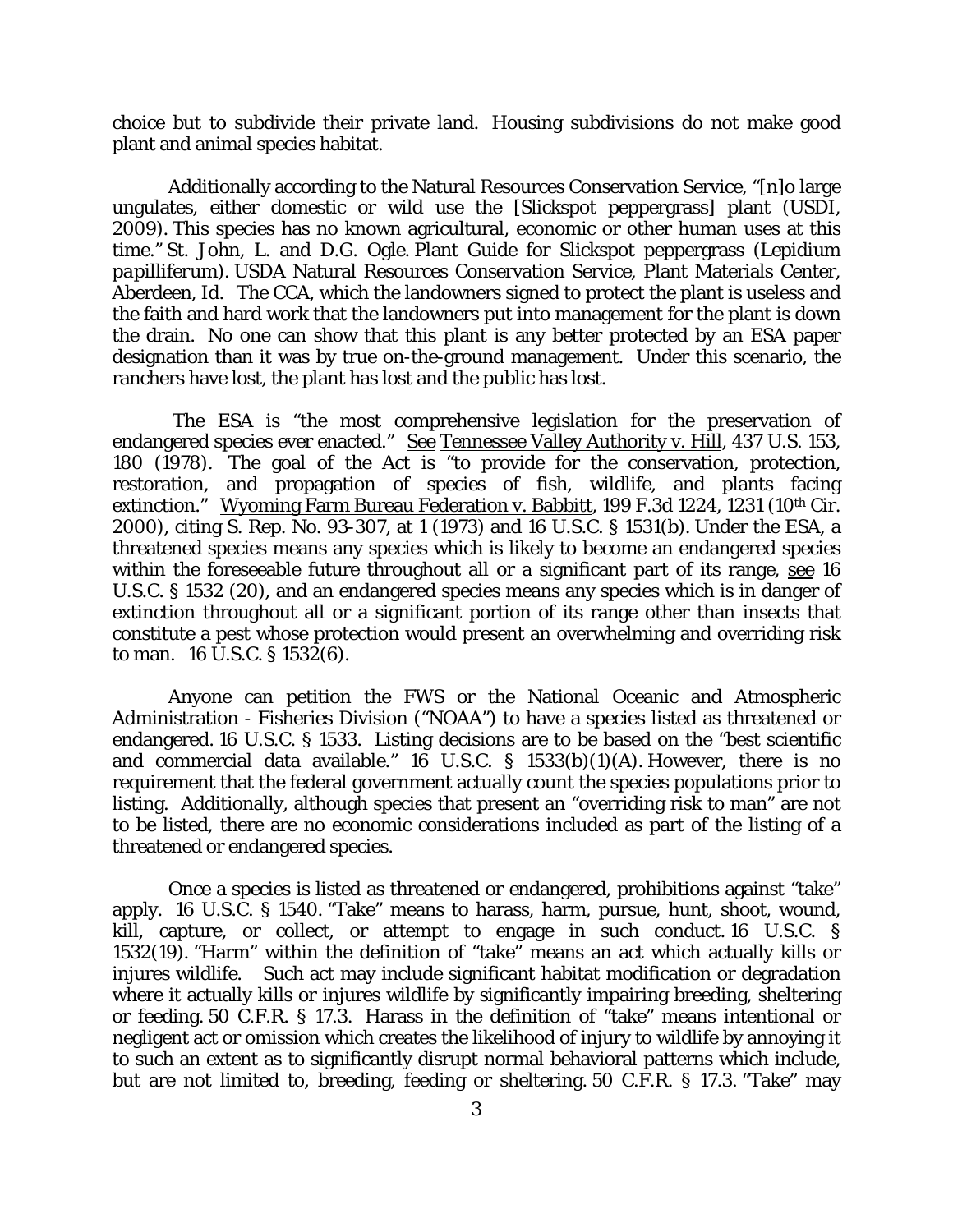choice but to subdivide their private land. Housing subdivisions do not make good plant and animal species habitat.

Additionally according to the Natural Resources Conservation Service, "[n]o large ungulates, either domestic or wild use the [Slickspot peppergrass] plant (USDI, 2009). This species has no known agricultural, economic or other human uses at this time." St. John, L. and D.G. Ogle. Plant Guide for Slickspot peppergrass (*Lepidium papilliferum*). USDA Natural Resources Conservation Service, Plant Materials Center, Aberdeen, Id. The CCA, which the landowners signed to protect the plant is useless and the faith and hard work that the landowners put into management for the plant is down the drain. No one can show that this plant is any better protected by an ESA paper designation than it was by true on-the-ground management. Under this scenario, the ranchers have lost, the plant has lost and the public has lost.

The ESA is "the most comprehensive legislation for the preservation of endangered species ever enacted." See Tennessee Valley Authority v. Hill, 437 U.S. 153, 180 (1978). The goal of the Act is "to provide for the conservation, protection, restoration, and propagation of species of fish, wildlife, and plants facing extinction." Wyoming Farm Bureau Federation v. Babbitt, 199 F.3d 1224, 1231 (10th Cir. 2000), citing S. Rep. No. 93-307, at 1 (1973) and 16 U.S.C. § 1531(b). Under the ESA, a threatened species means any species which is likely to become an endangered species within the foreseeable future throughout all or a significant part of its range, see 16 U.S.C. § 1532 (20), and an endangered species means any species which is in danger of extinction throughout all or a significant portion of its range other than insects that constitute a pest whose protection would present an overwhelming and overriding risk to man. 16 U.S.C. § 1532(6).

Anyone can petition the FWS or the National Oceanic and Atmospheric Administration - Fisheries Division ("NOAA") to have a species listed as threatened or endangered. 16 U.S.C. § 1533. Listing decisions are to be based on the "best scientific and commercial data available." 16 U.S.C. § 1533(b)(1)(A). However, there is no requirement that the federal government actually count the species populations prior to listing. Additionally, although species that present an "overriding risk to man" are not to be listed, there are no economic considerations included as part of the listing of a threatened or endangered species.

Once a species is listed as threatened or endangered, prohibitions against "take" apply. 16 U.S.C. § 1540. "Take" means to harass, harm, pursue, hunt, shoot, wound, kill, capture, or collect, or attempt to engage in such conduct. 16 U.S.C. § 1532(19). "Harm" within the definition of "take" means an act which actually kills or injures wildlife. Such act may include significant habitat modification or degradation where it actually kills or injures wildlife by significantly impairing breeding, sheltering or feeding. 50 C.F.R. § 17.3. Harass in the definition of "take" means intentional or negligent act or omission which creates the likelihood of injury to wildlife by annoying it to such an extent as to significantly disrupt normal behavioral patterns which include, but are not limited to, breeding, feeding or sheltering. 50 C.F.R. § 17.3. "Take" may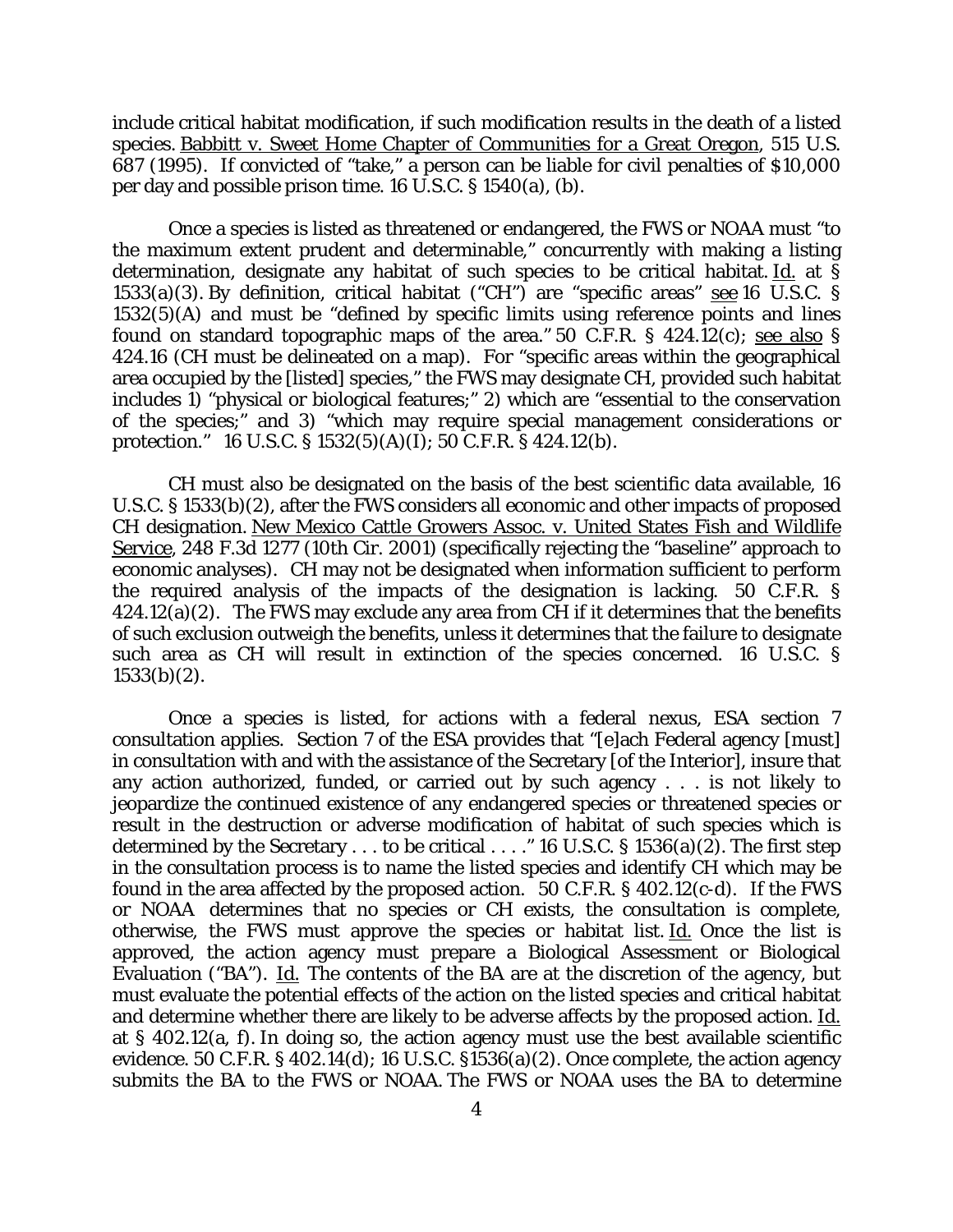include critical habitat modification, if such modification results in the death of a listed species. Babbitt v. Sweet Home Chapter of Communities for a Great Oregon, 515 U.S. 687 (1995). If convicted of "take," a person can be liable for civil penalties of $10,000 per day and possible prison time. 16 U.S.C. § 1540(a), (b).

Once a species is listed as threatened or endangered, the FWS or NOAA must "to the maximum extent prudent and determinable," concurrently with making a listing determination, designate any habitat of such species to be critical habitat. Id. at § 1533(a)(3). By definition, critical habitat ("CH") are "specific areas" see 16 U.S.C. § 1532(5)(A) and must be "defined by specific limits using reference points and lines found on standard topographic maps of the area." 50 C.F.R. § 424.12(c); see also § 424.16 (CH must be delineated on a map). For "specific areas within the geographical area occupied by the [listed] species," the FWS may designate CH, provided such habitat includes 1) "physical or biological features;" 2) which are "essential to the conservation of the species;" and 3) "which may require special management considerations or protection." 16 U.S.C. § 1532(5)(A)(I); 50 C.F.R. § 424.12(b).

CH must also be designated on the basis of the best scientific data available, 16 U.S.C. § 1533(b)(2), after the FWS considers all economic and other impacts of proposed CH designation. New Mexico Cattle Growers Assoc. v. United States Fish and Wildlife Service, 248 F.3d 1277 (10th Cir. 2001) (specifically rejecting the "baseline" approach to economic analyses). CH may not be designated when information sufficient to perform the required analysis of the impacts of the designation is lacking. 50 C.F.R. § 424.12(a)(2). The FWS may exclude any area from CH if it determines that the benefits of such exclusion outweigh the benefits, unless it determines that the failure to designate such area as CH will result in extinction of the species concerned. 16 U.S.C. § 1533(b)(2).

Once a species is listed, for actions with a federal nexus, ESA section 7 consultation applies. Section 7 of the ESA provides that "[e]ach Federal agency [must] in consultation with and with the assistance of the Secretary [of the Interior], insure that any action authorized, funded, or carried out by such agency . . . is not likely to jeopardize the continued existence of any endangered species or threatened species or result in the destruction or adverse modification of habitat of such species which is determined by the Secretary . . . to be critical . . . ." 16 U.S.C. § 1536(a)(2). The first step in the consultation process is to name the listed species and identify CH which may be found in the area affected by the proposed action. 50 C.F.R. § 402.12(c-d). If the FWS or NOAA determines that no species or CH exists, the consultation is complete, otherwise, the FWS must approve the species or habitat list. Id. Once the list is approved, the action agency must prepare a Biological Assessment or Biological Evaluation ("BA"). Id. The contents of the BA are at the discretion of the agency, but must evaluate the potential effects of the action on the listed species and critical habitat and determine whether there are likely to be adverse affects by the proposed action. Id. at § 402.12(a, f). In doing so, the action agency must use the best available scientific evidence. 50 C.F.R. § 402.14(d); 16 U.S.C. §1536(a)(2). Once complete, the action agency submits the BA to the FWS or NOAA. The FWS or NOAA uses the BA to determine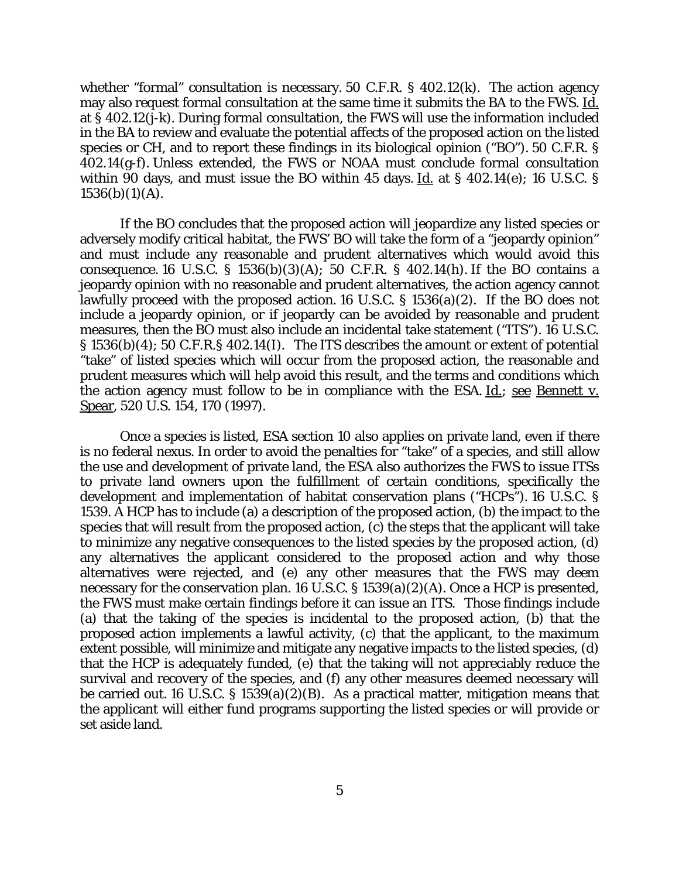whether "formal" consultation is necessary. 50 C.F.R. § 402.12(k). The action agency may also request formal consultation at the same time it submits the BA to the FWS. Id. at § 402.12(j-k). During formal consultation, the FWS will use the information included in the BA to review and evaluate the potential affects of the proposed action on the listed species or CH, and to report these findings in its biological opinion ("BO"). 50 C.F.R. § 402.14(g-f). Unless extended, the FWS or NOAA must conclude formal consultation within 90 days, and must issue the BO within 45 days. Id. at § 402.14(e); 16 U.S.C. § 1536(b)(1)(A).

If the BO concludes that the proposed action will jeopardize any listed species or adversely modify critical habitat, the FWS' BO will take the form of a "jeopardy opinion" and must include any reasonable and prudent alternatives which would avoid this consequence. 16 U.S.C. § 1536(b)(3)(A); 50 C.F.R. § 402.14(h). If the BO contains a jeopardy opinion with no reasonable and prudent alternatives, the action agency cannot lawfully proceed with the proposed action. 16 U.S.C. § 1536(a)(2). If the BO does not include a jeopardy opinion, or if jeopardy can be avoided by reasonable and prudent measures, then the BO must also include an incidental take statement ("ITS"). 16 U.S.C. § 1536(b)(4); 50 C.F.R.§ 402.14(I). The ITS describes the amount or extent of potential "take" of listed species which will occur from the proposed action, the reasonable and prudent measures which will help avoid this result, and the terms and conditions which the action agency must follow to be in compliance with the ESA. Id.; see Bennett v. Spear, 520 U.S. 154, 170 (1997).

Once a species is listed, ESA section 10 also applies on private land, even if there is no federal nexus. In order to avoid the penalties for "take" of a species, and still allow the use and development of private land, the ESA also authorizes the FWS to issue ITSs to private land owners upon the fulfillment of certain conditions, specifically the development and implementation of habitat conservation plans ("HCPs"). 16 U.S.C. § 1539. A HCP has to include (a) a description of the proposed action, (b) the impact to the species that will result from the proposed action, (c) the steps that the applicant will take to minimize any negative consequences to the listed species by the proposed action, (d) any alternatives the applicant considered to the proposed action and why those alternatives were rejected, and (e) any other measures that the FWS may deem necessary for the conservation plan. 16 U.S.C. § 1539(a)(2)(A). Once a HCP is presented, the FWS must make certain findings before it can issue an ITS. Those findings include (a) that the taking of the species is incidental to the proposed action, (b) that the proposed action implements a lawful activity, (c) that the applicant, to the maximum extent possible, will minimize and mitigate any negative impacts to the listed species, (d) that the HCP is adequately funded, (e) that the taking will not appreciably reduce the survival and recovery of the species, and (f) any other measures deemed necessary will be carried out. 16 U.S.C. § 1539(a)(2)(B). As a practical matter, mitigation means that the applicant will either fund programs supporting the listed species or will provide or set aside land.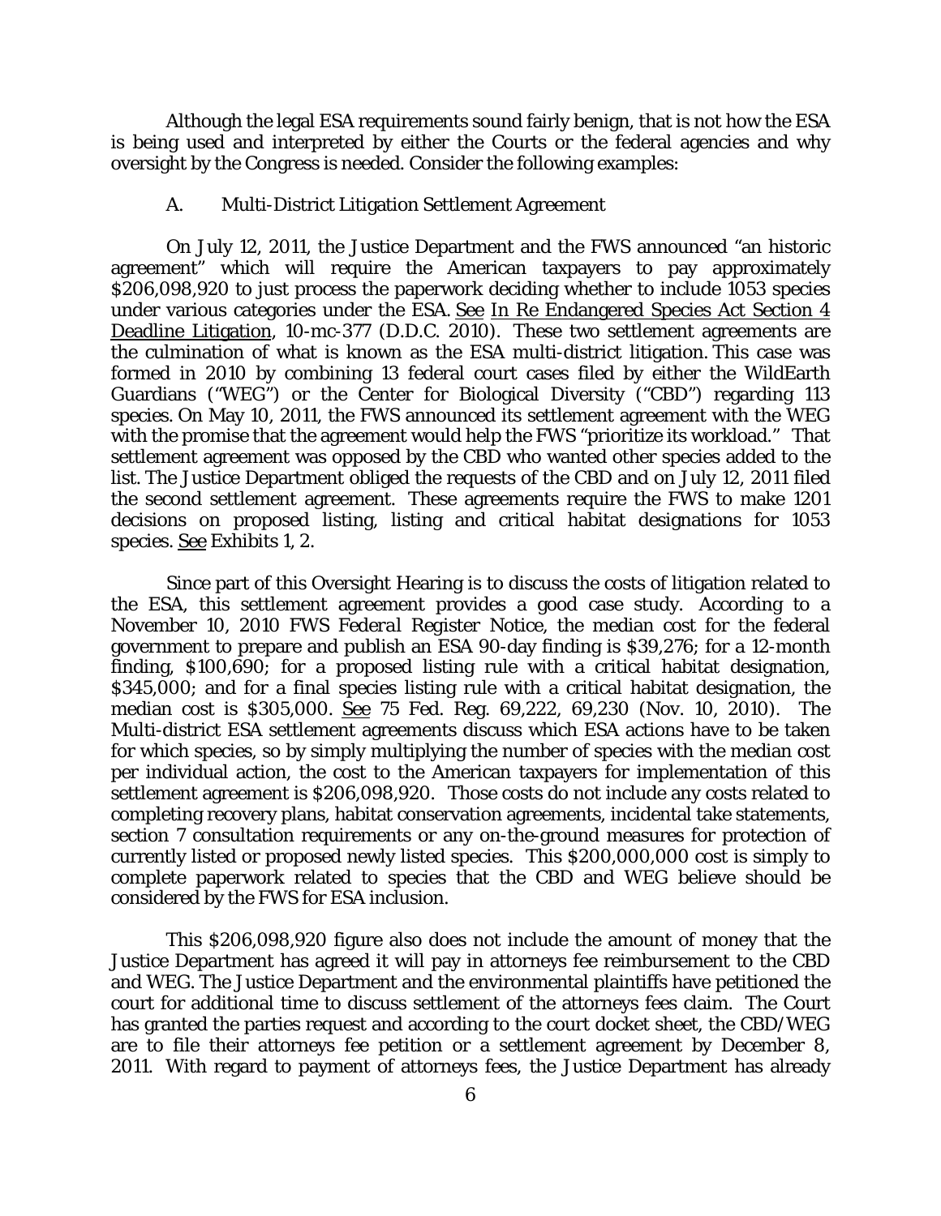Although the legal ESA requirements sound fairly benign, that is not how the ESA is being used and interpreted by either the Courts or the federal agencies and why oversight by the Congress is needed. Consider the following examples:

A. Multi-District Litigation Settlement Agreement

On July 12, 2011, the Justice Department and the FWS announced "an historic agreement" which will require the American taxpayers to pay approximately $206,098,920 to just process the paperwork deciding whether to include 1053 species under various categories under the ESA. See In Re Endangered Species Act Section 4 Deadline Litigation, 10-mc-377 (D.D.C. 2010). These two settlement agreements are the culmination of what is known as the ESA multi-district litigation. This case was formed in 2010 by combining 13 federal court cases filed by either the WildEarth Guardians ("WEG") or the Center for Biological Diversity ("CBD") regarding 113 species. On May 10, 2011, the FWS announced its settlement agreement with the WEG with the promise that the agreement would help the FWS "prioritize its workload." That settlement agreement was opposed by the CBD who wanted other species added to the list. The Justice Department obliged the requests of the CBD and on July 12, 2011 filed the second settlement agreement. These agreements require the FWS to make 1201 decisions on proposed listing, listing and critical habitat designations for 1053 species. See Exhibits 1, 2.

Since part of this Oversight Hearing is to discuss the costs of litigation related to the ESA, this settlement agreement provides a good case study. According to a November 10, 2010 FWS *Federal Register* Notice, the median cost for the federal government to prepare and publish an ESA 90-day finding is $39,276; for a 12-month finding, $100,690; for a proposed listing rule with a critical habitat designation, $345,000; and for a final species listing rule with a critical habitat designation, the median cost is $305,000. See 75 Fed. Reg. 69,222, 69,230 (Nov. 10, 2010). The Multi-district ESA settlement agreements discuss which ESA actions have to be taken for which species, so by simply multiplying the number of species with the median cost per individual action, the cost to the American taxpayers for implementation of this settlement agreement is $206,098,920. Those costs do not include any costs related to completing recovery plans, habitat conservation agreements, incidental take statements, section 7 consultation requirements or any on-the-ground measures for protection of currently listed or proposed newly listed species. This $200,000,000 cost is simply to complete paperwork related to species that the CBD and WEG believe should be considered by the FWS for ESA inclusion.

This $206,098,920 figure also does not include the amount of money that the Justice Department has agreed it will pay in attorneys fee reimbursement to the CBD and WEG. The Justice Department and the environmental plaintiffs have petitioned the court for additional time to discuss settlement of the attorneys fees claim. The Court has granted the parties request and according to the court docket sheet, the CBD/WEG are to file their attorneys fee petition or a settlement agreement by December 8, 2011. With regard to payment of attorneys fees, the Justice Department has already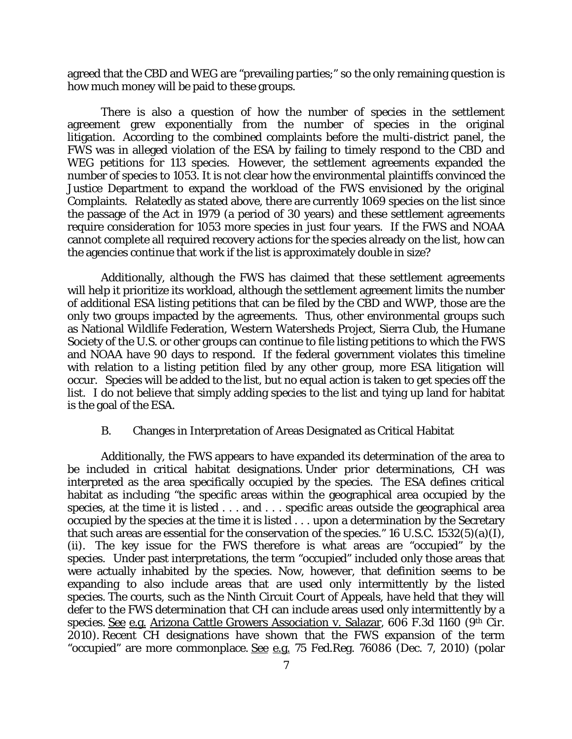agreed that the CBD and WEG are "prevailing parties;" so the only remaining question is how much money will be paid to these groups.

There is also a question of how the number of species in the settlement agreement grew exponentially from the number of species in the original litigation. According to the combined complaints before the multi-district panel, the FWS was in alleged violation of the ESA by failing to timely respond to the CBD and WEG petitions for 113 species. However, the settlement agreements expanded the number of species to 1053. It is not clear how the environmental plaintiffs convinced the Justice Department to expand the workload of the FWS envisioned by the original Complaints. Relatedly as stated above, there are currently 1069 species on the list since the passage of the Act in 1979 (a period of 30 years) and these settlement agreements require consideration for 1053 more species in just four years. If the FWS and NOAA cannot complete all required recovery actions for the species already on the list, how can the agencies continue that work if the list is approximately double in size?

Additionally, although the FWS has claimed that these settlement agreements will help it prioritize its workload, although the settlement agreement limits the number of additional ESA listing petitions that can be filed by the CBD and WWP, those are the only two groups impacted by the agreements. Thus, other environmental groups such as National Wildlife Federation, Western Watersheds Project, Sierra Club, the Humane Society of the U.S. or other groups can continue to file listing petitions to which the FWS and NOAA have 90 days to respond. If the federal government violates this timeline with relation to a listing petition filed by any other group, more ESA litigation will occur. Species will be added to the list, but no equal action is taken to get species off the list. I do not believe that simply adding species to the list and tying up land for habitat is the goal of the ESA.

### B. Changes in Interpretation of Areas Designated as Critical Habitat

Additionally, the FWS appears to have expanded its determination of the area to be included in critical habitat designations. Under prior determinations, CH was interpreted as the area specifically occupied by the species. The ESA defines critical habitat as including "the specific areas within the geographical area occupied by the species, at the time it is listed . . . and . . . specific areas outside the geographical area occupied by the species at the time it is listed . . . upon a determination by the Secretary that such areas are essential for the conservation of the species." 16 U.S.C. 1532(5)(a)(I), (ii). The key issue for the FWS therefore is what areas are "occupied" by the species. Under past interpretations, the term "occupied" included only those areas that were actually inhabited by the species. Now, however, that definition seems to be expanding to also include areas that are used only intermittently by the listed species. The courts, such as the Ninth Circuit Court of Appeals, have held that they will defer to the FWS determination that CH can include areas used only intermittently by a species. See e.g. Arizona Cattle Growers Association v. Salazar, 606 F.3d 1160 (9th Cir. 2010). Recent CH designations have shown that the FWS expansion of the term "occupied" are more commonplace. See e.g. 75 Fed.Reg. 76086 (Dec. 7, 2010) (polar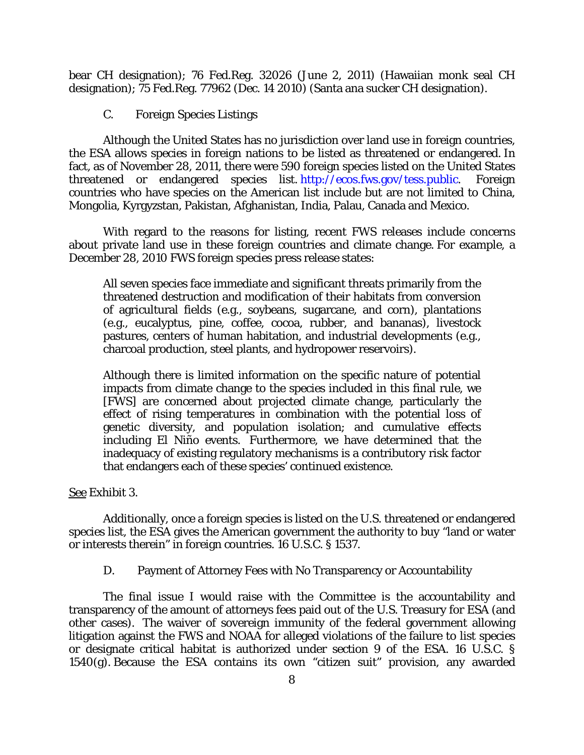bear CH designation); 76 Fed.Reg. 32026 (June 2, 2011) (Hawaiian monk seal CH designation); 75 Fed.Reg. 77962 (Dec. 14 2010) (Santa ana sucker CH designation).

### C. Foreign Species Listings

Although the United States has no jurisdiction over land use in foreign countries, the ESA allows species in foreign nations to be listed as threatened or endangered. In fact, as of November 28, 2011, there were 590 foreign species listed on the United States threatened or endangered species list. http://ecos.fws.gov/tess.public. Foreign countries who have species on the American list include but are not limited to China, Mongolia, Kyrgyzstan, Pakistan, Afghanistan, India, Palau, Canada and Mexico.

With regard to the reasons for listing, recent FWS releases include concerns about private land use in these foreign countries and climate change. For example, a December 28, 2010 FWS foreign species press release states:

> All seven species face immediate and significant threats primarily from the threatened destruction and modification of their habitats from conversion of agricultural fields (e.g., soybeans, sugarcane, and corn), plantations (e.g., eucalyptus, pine, coffee, cocoa, rubber, and bananas), livestock pastures, centers of human habitation, and industrial developments (e.g., charcoal production, steel plants, and hydropower reservoirs).
>
> Although there is limited information on the specific nature of potential impacts from climate change to the species included in this final rule, we [FWS] are concerned about projected climate change, particularly the effect of rising temperatures in combination with the potential loss of genetic diversity, and population isolation; and cumulative effects including El Niño events. Furthermore, we have determined that the inadequacy of existing regulatory mechanisms is a contributory risk factor that endangers each of these species' continued existence.

See Exhibit 3.

Additionally, once a foreign species is listed on the U.S. threatened or endangered species list, the ESA gives the American government the authority to buy "land or water or interests therein" in foreign countries. 16 U.S.C. § 1537.

### D. Payment of Attorney Fees with No Transparency or Accountability

The final issue I would raise with the Committee is the accountability and transparency of the amount of attorneys fees paid out of the U.S. Treasury for ESA (and other cases). The waiver of sovereign immunity of the federal government allowing litigation against the FWS and NOAA for alleged violations of the failure to list species or designate critical habitat is authorized under section 9 of the ESA. 16 U.S.C. § 1540(g). Because the ESA contains its own "citizen suit" provision, any awarded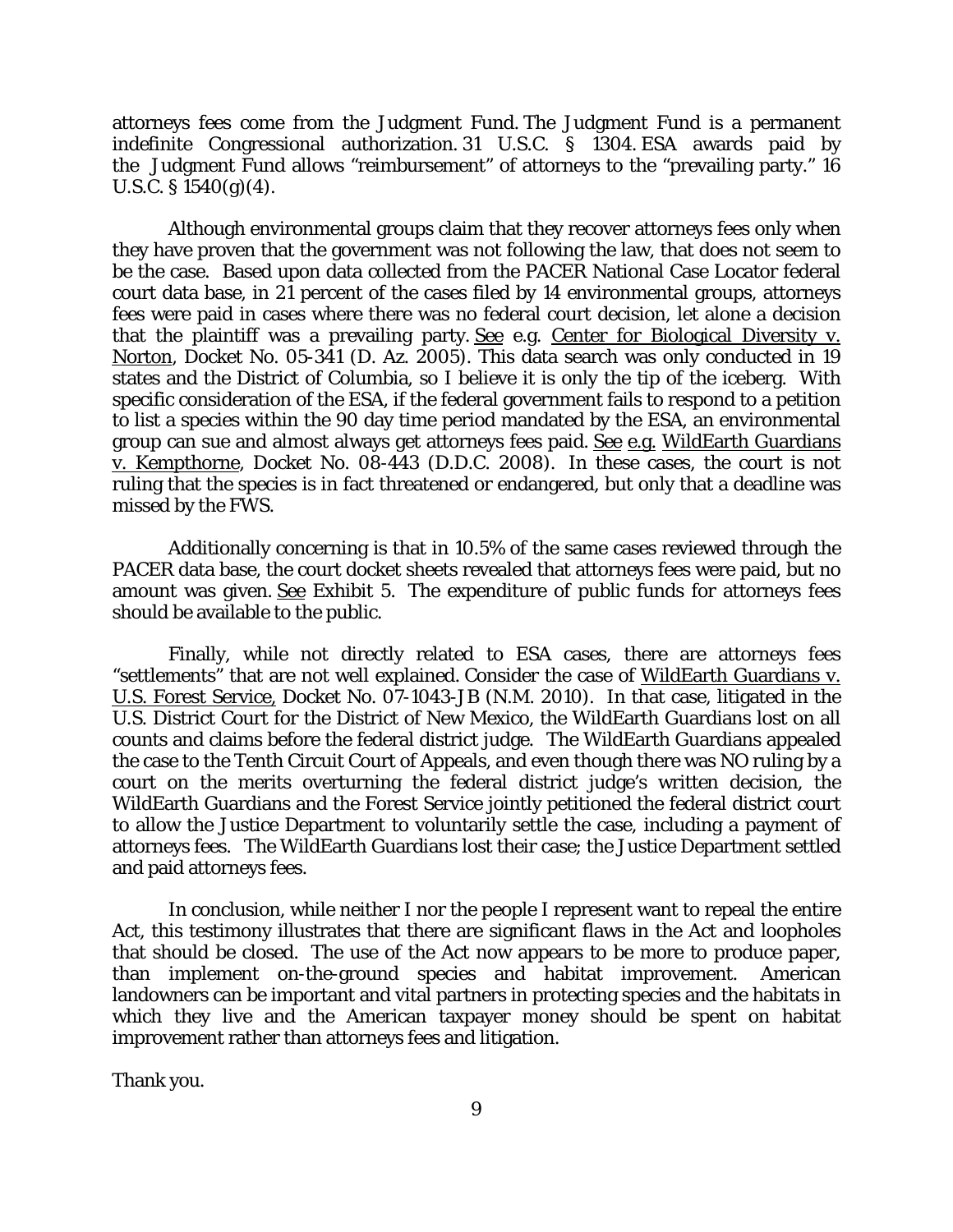attorneys fees come from the Judgment Fund. The Judgment Fund is a permanent indefinite Congressional authorization. 31 U.S.C. § 1304. ESA awards paid by the Judgment Fund allows "reimbursement" of attorneys to the "prevailing party." 16 U.S.C. § 1540(g)(4).

Although environmental groups claim that they recover attorneys fees only when they have proven that the government was not following the law, that does not seem to be the case. Based upon data collected from the PACER National Case Locator federal court data base, in 21 percent of the cases filed by 14 environmental groups, attorneys fees were paid in cases where there was no federal court decision, let alone a decision that the plaintiff was a prevailing party. <u>See</u> e.g. <u>Center for Biological Diversity v. Norton</u>, Docket No. 05-341 (D. Az. 2005). This data search was only conducted in 19 states and the District of Columbia, so I believe it is only the tip of the iceberg. With specific consideration of the ESA, if the federal government fails to respond to a petition to list a species within the 90 day time period mandated by the ESA, an environmental group can sue and almost always get attorneys fees paid. <u>See e.g. WildEarth Guardians v. Kempthorne</u>, Docket No. 08-443 (D.D.C. 2008). In these cases, the court is not ruling that the species is in fact threatened or endangered, but only that a deadline was missed by the FWS.

Additionally concerning is that in 10.5% of the same cases reviewed through the PACER data base, the court docket sheets revealed that attorneys fees were paid, but no amount was given. <u>See</u> Exhibit 5. The expenditure of public funds for attorneys fees should be available to the public.

Finally, while not directly related to ESA cases, there are attorneys fees "settlements" that are not well explained. Consider the case of <u>WildEarth Guardians v. U.S. Forest Service,</u> Docket No. 07-1043-JB (N.M. 2010). In that case, litigated in the U.S. District Court for the District of New Mexico, the WildEarth Guardians lost on all counts and claims before the federal district judge. The WildEarth Guardians appealed the case to the Tenth Circuit Court of Appeals, and even though there was NO ruling by a court on the merits overturning the federal district judge's written decision, the WildEarth Guardians and the Forest Service jointly petitioned the federal district court to allow the Justice Department to voluntarily settle the case, including a payment of attorneys fees. The WildEarth Guardians lost their case; the Justice Department settled and paid attorneys fees.

In conclusion, while neither I nor the people I represent want to repeal the entire Act, this testimony illustrates that there are significant flaws in the Act and loopholes that should be closed. The use of the Act now appears to be more to produce paper, than implement on-the-ground species and habitat improvement. American landowners can be important and vital partners in protecting species and the habitats in which they live and the American taxpayer money should be spent on habitat improvement rather than attorneys fees and litigation.

Thank you.